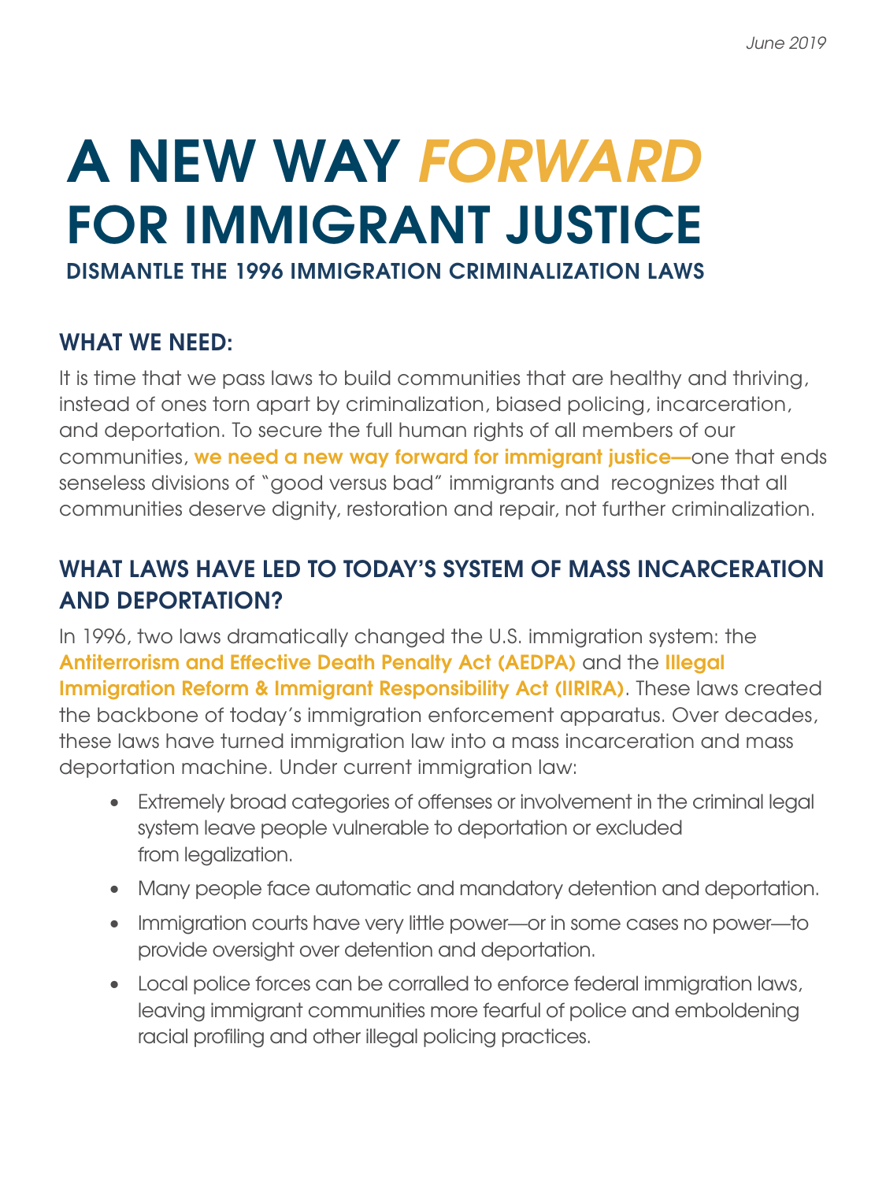*June 2019*

# A NEW WAY *FORWARD* FOR IMMIGRANT JUSTICE

### DISMANTLE THE 1996 IMMIGRATION CRIMINALIZATION LAWS

## WHAT WE NEED:

It is time that we pass laws to build communities that are healthy and thriving, instead of ones torn apart by criminalization, biased policing, incarceration, and deportation. To secure the full human rights of all members of our communities, **we need a new way forward for immigrant justice—**one that ends senseless divisions of "good versus bad" immigrants and recognizes that all communities deserve dignity, restoration and repair, not further criminalization.

## WHAT LAWS HAVE LED TO TODAY'S SYSTEM OF MASS INCARCERATION AND DEPORTATION?

In 1996, two laws dramatically changed the U.S. immigration system: the **Antiterrorism and Effective Death Penalty Act (AEDPA)** and the **Illegal Immigration Reform & Immigrant Responsibility Act (IIRIRA)**. These laws created the backbone of today's immigration enforcement apparatus. Over decades, these laws have turned immigration law into a mass incarceration and mass deportation machine. Under current immigration law:

- Extremely broad categories of offenses or involvement in the criminal legal system leave people vulnerable to deportation or excluded from legalization.
- Many people face automatic and mandatory detention and deportation.
- Immigration courts have very little power—or in some cases no power—to provide oversight over detention and deportation.
- Local police forces can be corralled to enforce federal immigration laws, leaving immigrant communities more fearful of police and emboldening racial profiling and other illegal policing practices.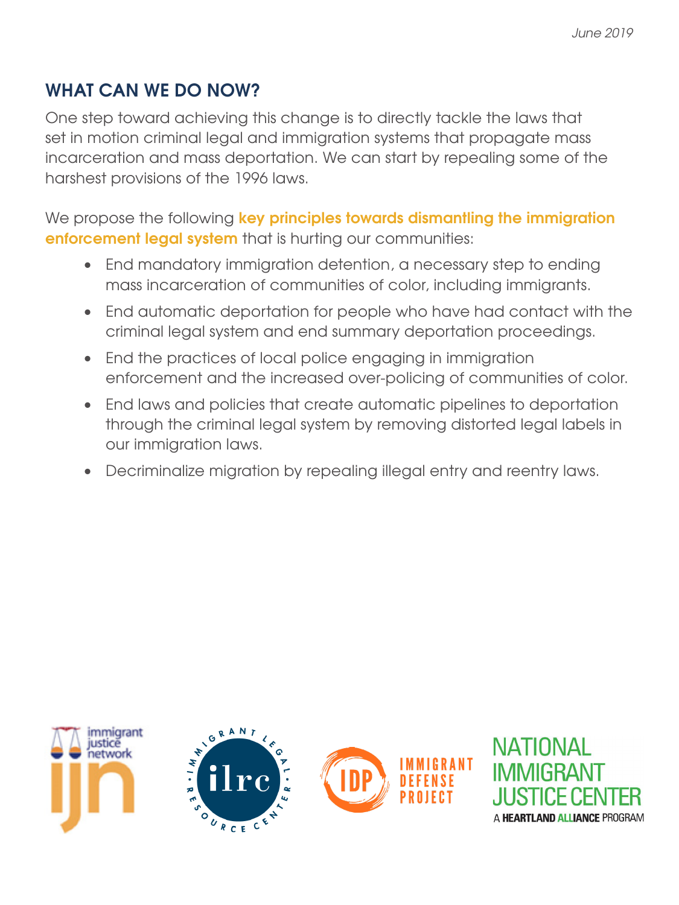## WHAT CAN WE DO NOW?

One step toward achieving this change is to directly tackle the laws that set in motion criminal legal and immigration systems that propagate mass incarceration and mass deportation. We can start by repealing some of the harshest provisions of the 1996 laws.

We propose the following **key principles towards dismantling the immigration enforcement legal system** that is hurting our communities:

- End mandatory immigration detention, a necessary step to ending mass incarceration of communities of color, including immigrants.
- End automatic deportation for people who have had contact with the criminal legal system and end summary deportation proceedings.
- End the practices of local police engaging in immigration enforcement and the increased over-policing of communities of color.
- End laws and policies that create automatic pipelines to deportation through the criminal legal system by removing distorted legal labels in our immigration laws.
- Decriminalize migration by repealing illegal entry and reentry laws.

immigrant justice network

IMMIGRANT LEGAL RESOURCE CENTER ilrc

IDP IMMIGRANT DEFENSE PROJECT

NATIONAL IMMIGRANT JUSTICE CENTER
A HEARTLAND ALLIANCE PROGRAM